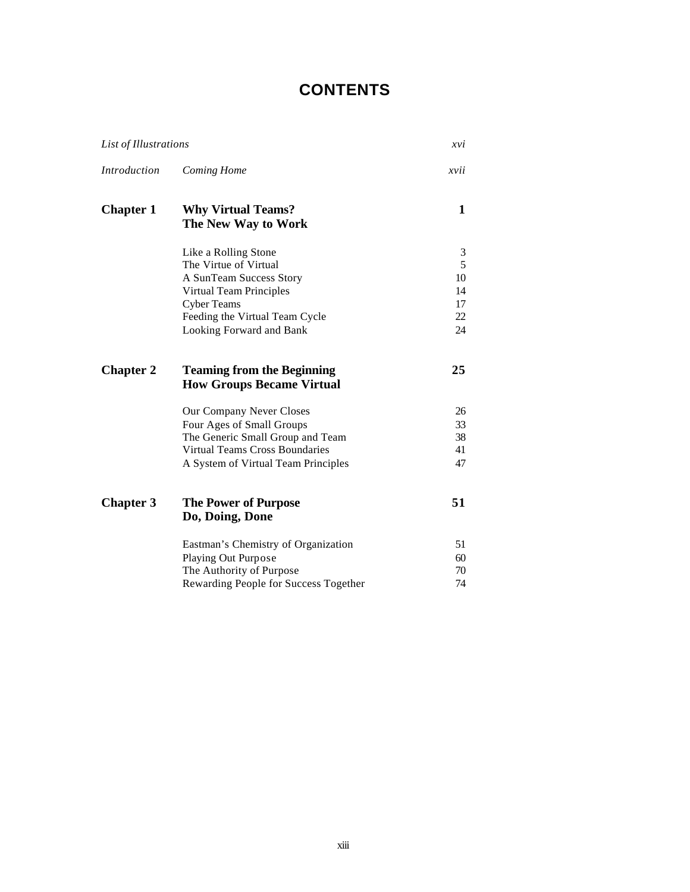# CONTENTS

| | | |
|---|---|---|
| *List of Illustrations* | | *xvi* |
| *Introduction* | *Coming Home* | *xvii* |
| **Chapter 1** | **Why Virtual Teams?**<br>**The New Way to Work** | **1** |
| | Like a Rolling Stone | 3 |
| | The Virtue of Virtual | 5 |
| | A SunTeam Success Story | 10 |
| | Virtual Team Principles | 14 |
| | Cyber Teams | 17 |
| | Feeding the Virtual Team Cycle | 22 |
| | Looking Forward and Bank | 24 |
| **Chapter 2** | **Teaming from the Beginning**<br>**How Groups Became Virtual** | **25** |
| | Our Company Never Closes | 26 |
| | Four Ages of Small Groups | 33 |
| | The Generic Small Group and Team | 38 |
| | Virtual Teams Cross Boundaries | 41 |
| | A System of Virtual Team Principles | 47 |
| **Chapter 3** | **The Power of Purpose**<br>**Do, Doing, Done** | **51** |
| | Eastman's Chemistry of Organization | 51 |
| | Playing Out Purpose | 60 |
| | The Authority of Purpose | 70 |
| | Rewarding People for Success Together | 74 |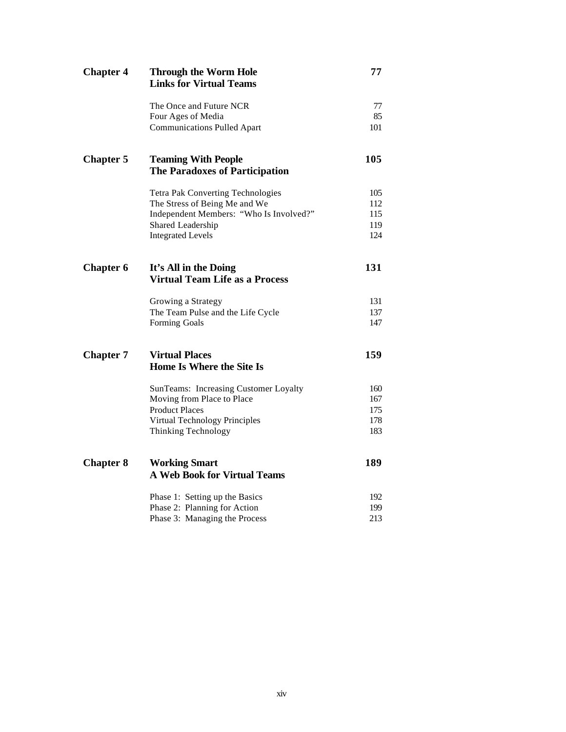| | | |
|---|---|---|
| **Chapter 4** | **Through the Worm Hole** <br> **Links for Virtual Teams** | **77** |
| | The Once and Future NCR | 77 |
| | Four Ages of Media | 85 |
| | Communications Pulled Apart | 101 |
| **Chapter 5** | **Teaming With People** <br> **The Paradoxes of Participation** | **105** |
| | Tetra Pak Converting Technologies | 105 |
| | The Stress of Being Me and We | 112 |
| | Independent Members: "Who Is Involved?" | 115 |
| | Shared Leadership | 119 |
| | Integrated Levels | 124 |
| **Chapter 6** | **It's All in the Doing** <br> **Virtual Team Life as a Process** | **131** |
| | Growing a Strategy | 131 |
| | The Team Pulse and the Life Cycle | 137 |
| | Forming Goals | 147 |
| **Chapter 7** | **Virtual Places** <br> **Home Is Where the Site Is** | **159** |
| | SunTeams: Increasing Customer Loyalty | 160 |
| | Moving from Place to Place | 167 |
| | Product Places | 175 |
| | Virtual Technology Principles | 178 |
| | Thinking Technology | 183 |
| **Chapter 8** | **Working Smart** <br> **A Web Book for Virtual Teams** | **189** |
| | Phase 1: Setting up the Basics | 192 |
| | Phase 2: Planning for Action | 199 |
| | Phase 3: Managing the Process | 213 |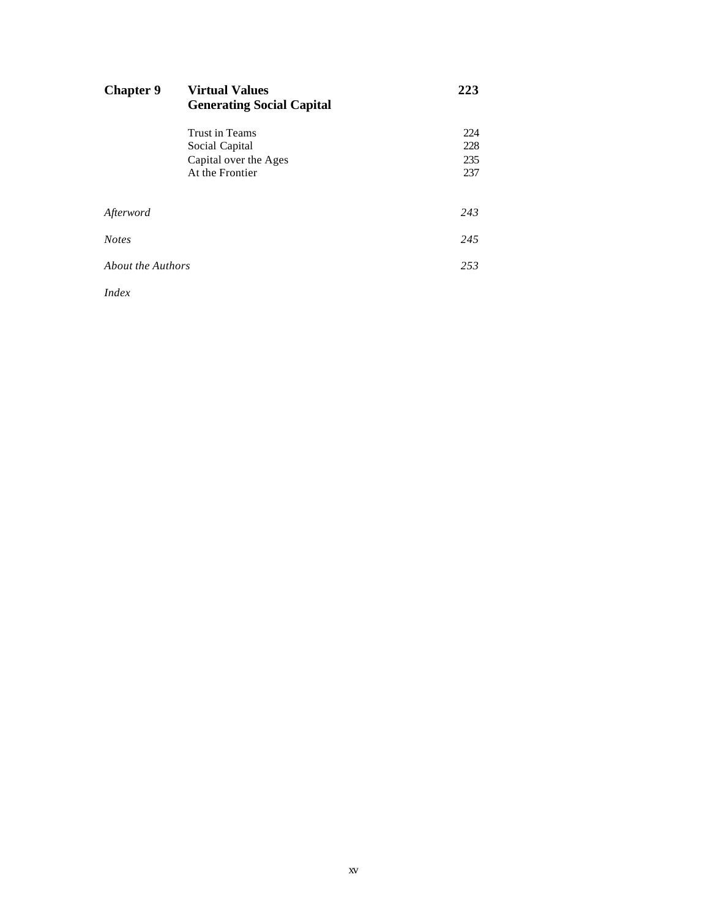| | | |
|---|---|---|
| **Chapter 9** | **Virtual Values**<br>**Generating Social Capital** | **223** |
| | Trust in Teams | 224 |
| | Social Capital | 228 |
| | Capital over the Ages | 235 |
| | At the Frontier | 237 |
| *Afterword* | | *243* |
| *Notes* | | *245* |
| *About the Authors* | | *253* |
| *Index* | | |